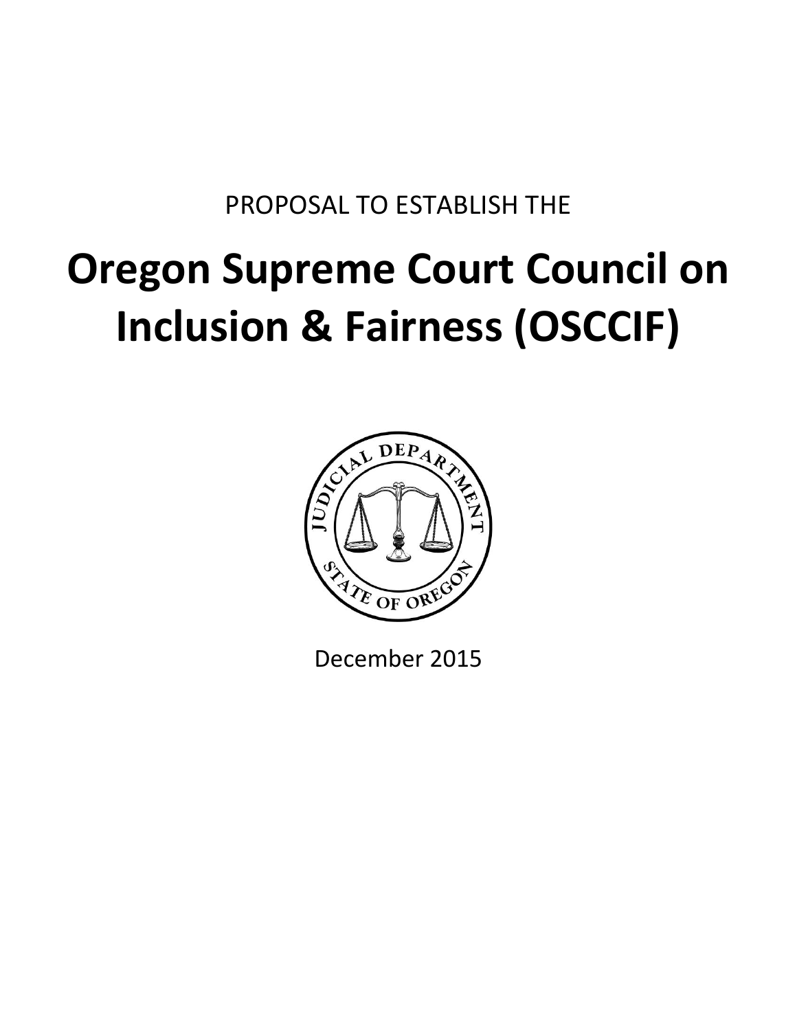PROPOSAL TO ESTABLISH THE

# Oregon Supreme Court Council on Inclusion & Fairness (OSCCIF)

December 2015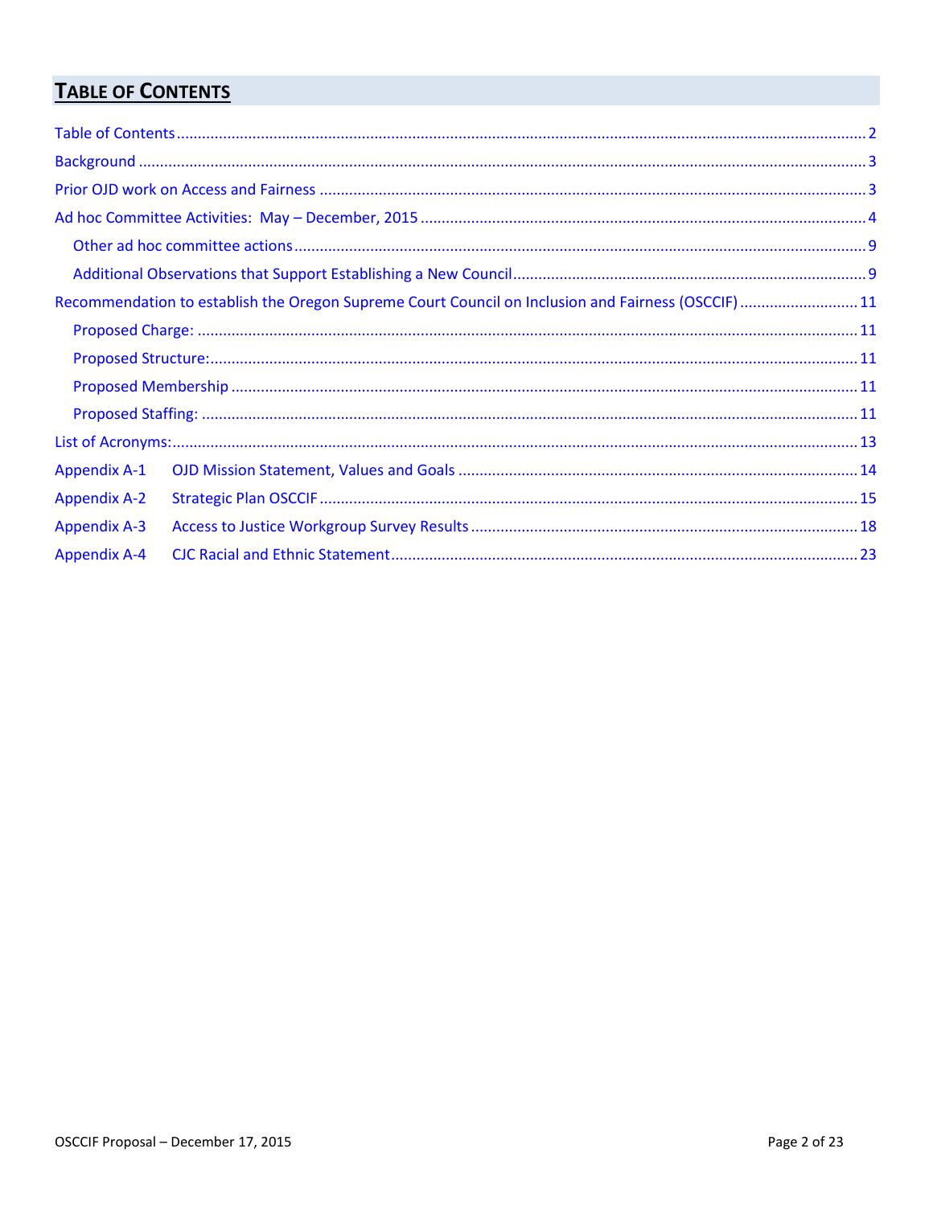# TABLE OF CONTENTS

Table of Contents ..... 2

Background ..... 3

Prior OJD work on Access and Fairness ..... 3

Ad hoc Committee Activities: May – December, 2015 ..... 4

- Other ad hoc committee actions ..... 9
- Additional Observations that Support Establishing a New Council ..... 9

Recommendation to establish the Oregon Supreme Court Council on Inclusion and Fairness (OSCCIF) ..... 11

- Proposed Charge: ..... 11
- Proposed Structure: ..... 11
- Proposed Membership ..... 11
- Proposed Staffing: ..... 11

List of Acronyms: ..... 13

Appendix A-1 OJD Mission Statement, Values and Goals ..... 14

Appendix A-2 Strategic Plan OSCCIF ..... 15

Appendix A-3 Access to Justice Workgroup Survey Results ..... 18

Appendix A-4 CJC Racial and Ethnic Statement ..... 23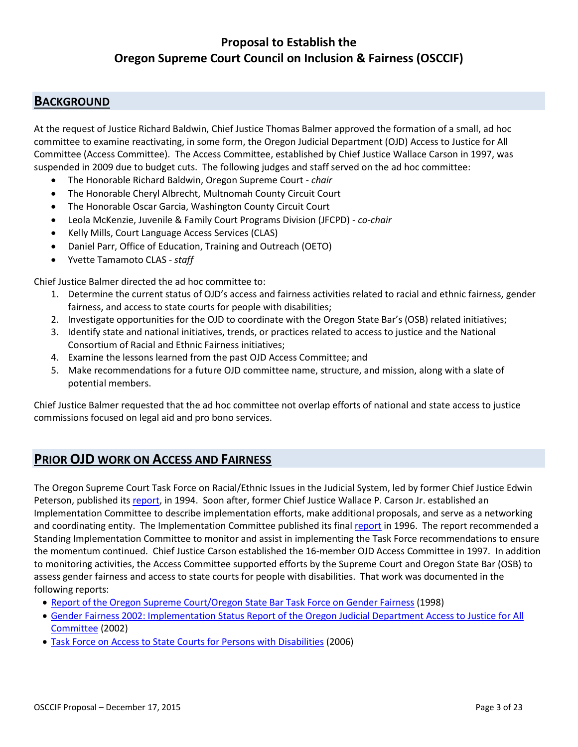# Proposal to Establish the Oregon Supreme Court Council on Inclusion & Fairness (OSCCIF)

## BACKGROUND

At the request of Justice Richard Baldwin, Chief Justice Thomas Balmer approved the formation of a small, ad hoc committee to examine reactivating, in some form, the Oregon Judicial Department (OJD) Access to Justice for All Committee (Access Committee). The Access Committee, established by Chief Justice Wallace Carson in 1997, was suspended in 2009 due to budget cuts. The following judges and staff served on the ad hoc committee:

- The Honorable Richard Baldwin, Oregon Supreme Court - *chair*
- The Honorable Cheryl Albrecht, Multnomah County Circuit Court
- The Honorable Oscar Garcia, Washington County Circuit Court
- Leola McKenzie, Juvenile & Family Court Programs Division (JFCPD) - *co-chair*
- Kelly Mills, Court Language Access Services (CLAS)
- Daniel Parr, Office of Education, Training and Outreach (OETO)
- Yvette Tamamoto CLAS - *staff*

Chief Justice Balmer directed the ad hoc committee to:

1. Determine the current status of OJD's access and fairness activities related to racial and ethnic fairness, gender fairness, and access to state courts for people with disabilities;
2. Investigate opportunities for the OJD to coordinate with the Oregon State Bar's (OSB) related initiatives;
3. Identify state and national initiatives, trends, or practices related to access to justice and the National Consortium of Racial and Ethnic Fairness initiatives;
4. Examine the lessons learned from the past OJD Access Committee; and
5. Make recommendations for a future OJD committee name, structure, and mission, along with a slate of potential members.

Chief Justice Balmer requested that the ad hoc committee not overlap efforts of national and state access to justice commissions focused on legal aid and pro bono services.

## PRIOR OJD WORK ON ACCESS AND FAIRNESS

The Oregon Supreme Court Task Force on Racial/Ethnic Issues in the Judicial System, led by former Chief Justice Edwin Peterson, published its report, in 1994. Soon after, former Chief Justice Wallace P. Carson Jr. established an Implementation Committee to describe implementation efforts, make additional proposals, and serve as a networking and coordinating entity. The Implementation Committee published its final report in 1996. The report recommended a Standing Implementation Committee to monitor and assist in implementing the Task Force recommendations to ensure the momentum continued. Chief Justice Carson established the 16-member OJD Access Committee in 1997. In addition to monitoring activities, the Access Committee supported efforts by the Supreme Court and Oregon State Bar (OSB) to assess gender fairness and access to state courts for people with disabilities. That work was documented in the following reports:

- Report of the Oregon Supreme Court/Oregon State Bar Task Force on Gender Fairness (1998)
- Gender Fairness 2002: Implementation Status Report of the Oregon Judicial Department Access to Justice for All Committee (2002)
- Task Force on Access to State Courts for Persons with Disabilities (2006)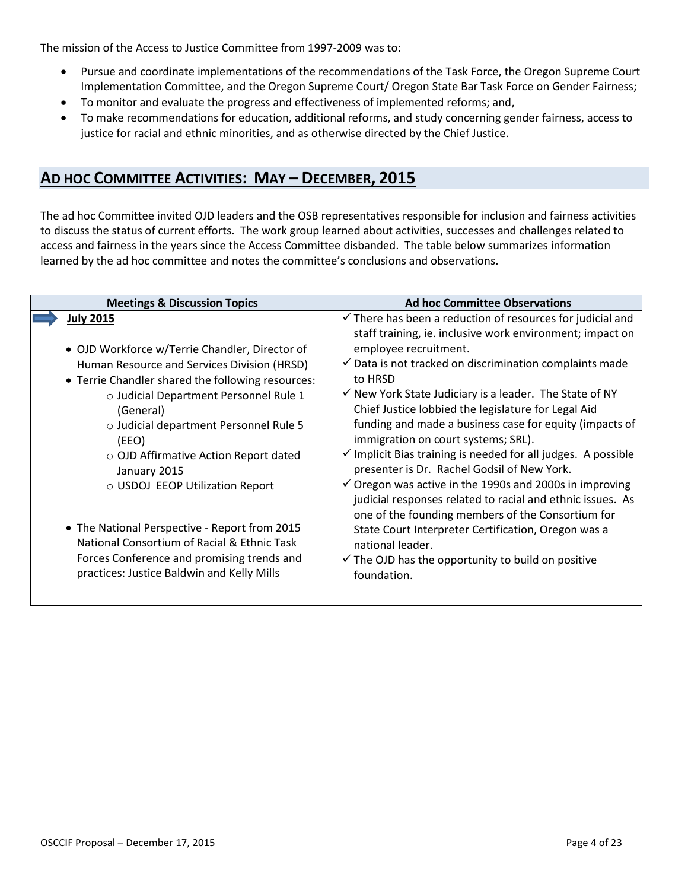The mission of the Access to Justice Committee from 1997-2009 was to:

- Pursue and coordinate implementations of the recommendations of the Task Force, the Oregon Supreme Court Implementation Committee, and the Oregon Supreme Court/ Oregon State Bar Task Force on Gender Fairness;
- To monitor and evaluate the progress and effectiveness of implemented reforms; and,
- To make recommendations for education, additional reforms, and study concerning gender fairness, access to justice for racial and ethnic minorities, and as otherwise directed by the Chief Justice.

## AD HOC COMMITTEE ACTIVITIES: MAY – DECEMBER, 2015

The ad hoc Committee invited OJD leaders and the OSB representatives responsible for inclusion and fairness activities to discuss the status of current efforts. The work group learned about activities, successes and challenges related to access and fairness in the years since the Access Committee disbanded. The table below summarizes information learned by the ad hoc committee and notes the committee's conclusions and observations.

| Meetings & Discussion Topics | Ad hoc Committee Observations |
|---|---|
| **July 2015**<br><br>• OJD Workforce w/Terrie Chandler, Director of Human Resource and Services Division (HRSD)<br>• Terrie Chandler shared the following resources:<br>&nbsp;&nbsp;○ Judicial Department Personnel Rule 1 (General)<br>&nbsp;&nbsp;○ Judicial department Personnel Rule 5 (EEO)<br>&nbsp;&nbsp;○ OJD Affirmative Action Report dated January 2015<br>&nbsp;&nbsp;○ USDOJ EEOP Utilization Report<br><br>• The National Perspective - Report from 2015 National Consortium of Racial & Ethnic Task Forces Conference and promising trends and practices: Justice Baldwin and Kelly Mills | ✓ There has been a reduction of resources for judicial and staff training, ie. inclusive work environment; impact on employee recruitment.<br>✓ Data is not tracked on discrimination complaints made to HRSD<br>✓ New York State Judiciary is a leader. The State of NY Chief Justice lobbied the legislature for Legal Aid funding and made a business case for equity (impacts of immigration on court systems; SRL).<br>✓ Implicit Bias training is needed for all judges. A possible presenter is Dr. Rachel Godsil of New York.<br>✓ Oregon was active in the 1990s and 2000s in improving judicial responses related to racial and ethnic issues. As one of the founding members of the Consortium for State Court Interpreter Certification, Oregon was a national leader.<br>✓ The OJD has the opportunity to build on positive foundation. |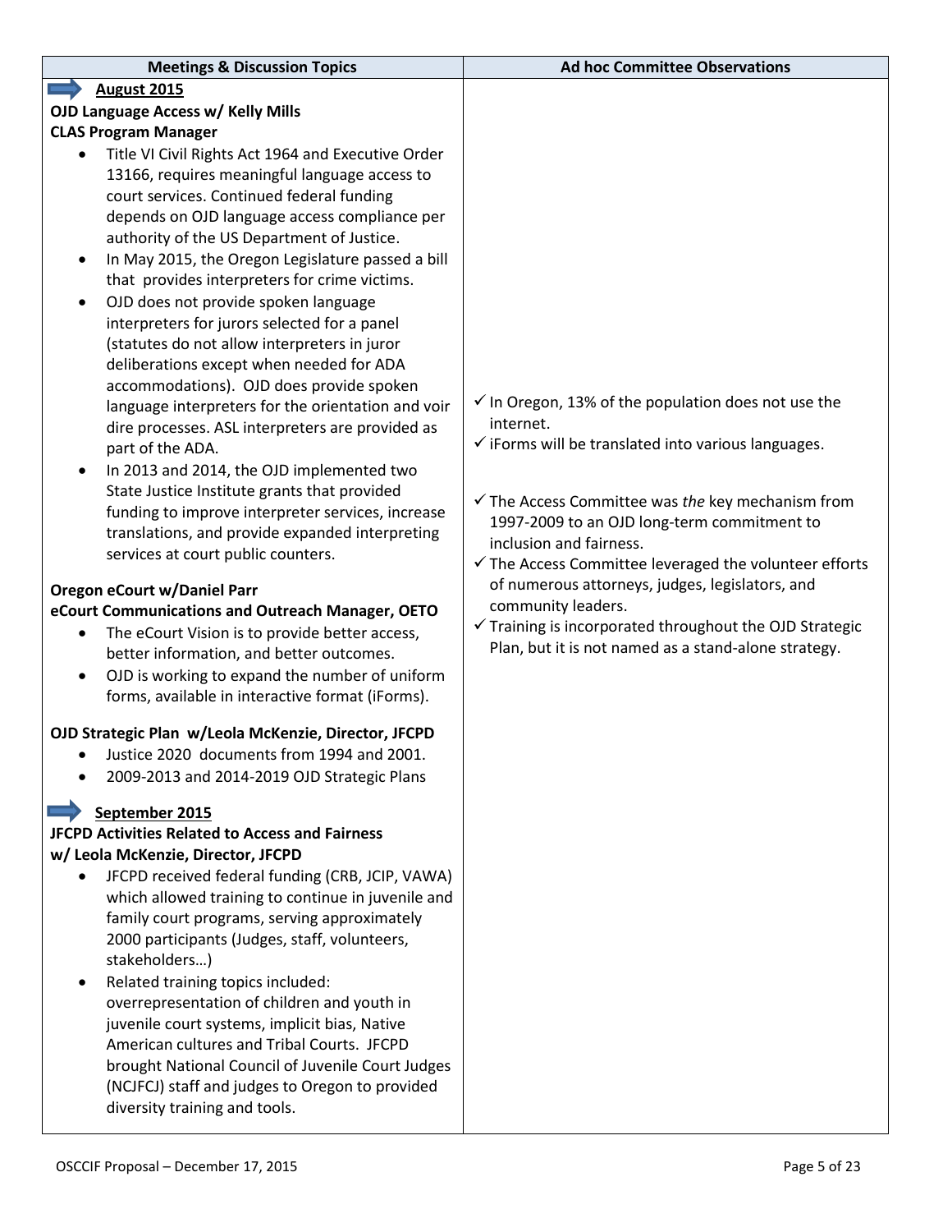| Meetings & Discussion Topics | Ad hoc Committee Observations |
|---|---|
| **August 2015**<br>**OJD Language Access w/ Kelly Mills**<br>**CLAS Program Manager**<br>• Title VI Civil Rights Act 1964 and Executive Order 13166, requires meaningful language access to court services. Continued federal funding depends on OJD language access compliance per authority of the US Department of Justice.<br>• In May 2015, the Oregon Legislature passed a bill that provides interpreters for crime victims.<br>• OJD does not provide spoken language interpreters for jurors selected for a panel (statutes do not allow interpreters in juror deliberations except when needed for ADA accommodations). OJD does provide spoken language interpreters for the orientation and voir dire processes. ASL interpreters are provided as part of the ADA.<br>• In 2013 and 2014, the OJD implemented two State Justice Institute grants that provided funding to improve interpreter services, increase translations, and provide expanded interpreting services at court public counters.<br><br>**Oregon eCourt w/Daniel Parr**<br>**eCourt Communications and Outreach Manager, OETO**<br>• The eCourt Vision is to provide better access, better information, and better outcomes.<br>• OJD is working to expand the number of uniform forms, available in interactive format (iForms).<br><br>**OJD Strategic Plan w/Leola McKenzie, Director, JFCPD**<br>• Justice 2020 documents from 1994 and 2001.<br>• 2009-2013 and 2014-2019 OJD Strategic Plans<br><br>**September 2015**<br>**JFCPD Activities Related to Access and Fairness w/ Leola McKenzie, Director, JFCPD**<br>• JFCPD received federal funding (CRB, JCIP, VAWA) which allowed training to continue in juvenile and family court programs, serving approximately 2000 participants (Judges, staff, volunteers, stakeholders…)<br>• Related training topics included: overrepresentation of children and youth in juvenile court systems, implicit bias, Native American cultures and Tribal Courts. JFCPD brought National Council of Juvenile Court Judges (NCJFCJ) staff and judges to Oregon to provided diversity training and tools. | ✓ In Oregon, 13% of the population does not use the internet.<br>✓ iForms will be translated into various languages.<br><br>✓ The Access Committee was *the* key mechanism from 1997-2009 to an OJD long-term commitment to inclusion and fairness.<br>✓ The Access Committee leveraged the volunteer efforts of numerous attorneys, judges, legislators, and community leaders.<br>✓ Training is incorporated throughout the OJD Strategic Plan, but it is not named as a stand-alone strategy. |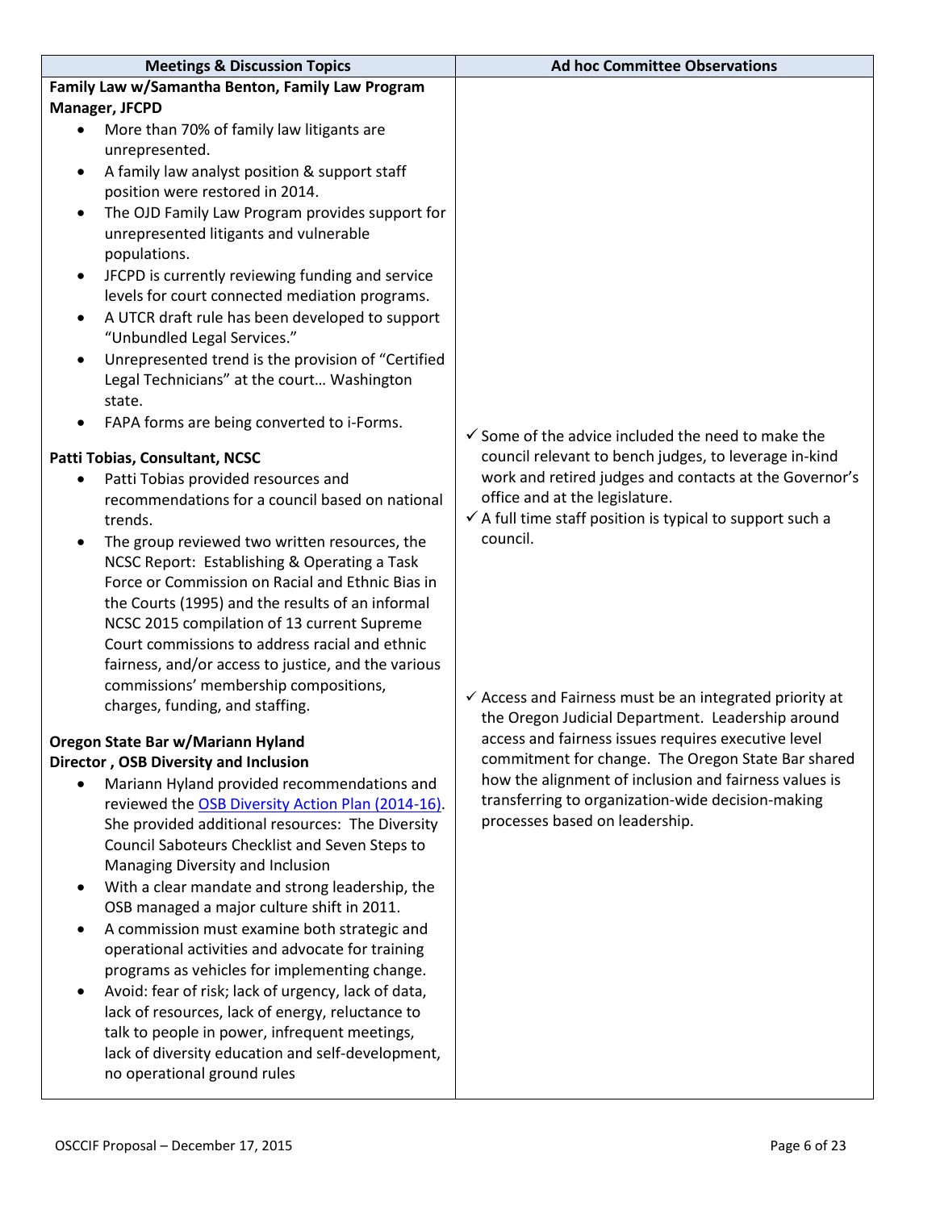| Meetings & Discussion Topics | Ad hoc Committee Observations |
|---|---|
| **Family Law w/Samantha Benton, Family Law Program Manager, JFCPD**<br>• More than 70% of family law litigants are unrepresented.<br>• A family law analyst position & support staff position were restored in 2014.<br>• The OJD Family Law Program provides support for unrepresented litigants and vulnerable populations.<br>• JFCPD is currently reviewing funding and service levels for court connected mediation programs.<br>• A UTCR draft rule has been developed to support "Unbundled Legal Services."<br>• Unrepresented trend is the provision of "Certified Legal Technicians" at the court… Washington state.<br>• FAPA forms are being converted to i-Forms. | |
| **Patti Tobias, Consultant, NCSC**<br>• Patti Tobias provided resources and recommendations for a council based on national trends.<br>• The group reviewed two written resources, the NCSC Report: Establishing & Operating a Task Force or Commission on Racial and Ethnic Bias in the Courts (1995) and the results of an informal NCSC 2015 compilation of 13 current Supreme Court commissions to address racial and ethnic fairness, and/or access to justice, and the various commissions' membership compositions, charges, funding, and staffing. | ✓ Some of the advice included the need to make the council relevant to bench judges, to leverage in-kind work and retired judges and contacts at the Governor's office and at the legislature.<br>✓ A full time staff position is typical to support such a council. |
| **Oregon State Bar w/Mariann Hyland Director , OSB Diversity and Inclusion**<br>• Mariann Hyland provided recommendations and reviewed the OSB Diversity Action Plan (2014-16). She provided additional resources: The Diversity Council Saboteurs Checklist and Seven Steps to Managing Diversity and Inclusion<br>• With a clear mandate and strong leadership, the OSB managed a major culture shift in 2011.<br>• A commission must examine both strategic and operational activities and advocate for training programs as vehicles for implementing change.<br>• Avoid: fear of risk; lack of urgency, lack of data, lack of resources, lack of energy, reluctance to talk to people in power, infrequent meetings, lack of diversity education and self-development, no operational ground rules | ✓ Access and Fairness must be an integrated priority at the Oregon Judicial Department. Leadership around access and fairness issues requires executive level commitment for change. The Oregon State Bar shared how the alignment of inclusion and fairness values is transferring to organization-wide decision-making processes based on leadership. |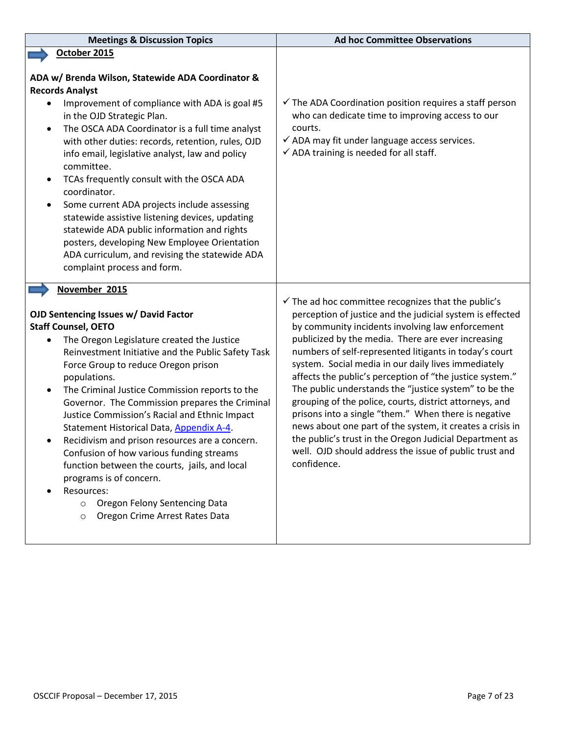| Meetings & Discussion Topics | Ad hoc Committee Observations |
|---|---|
| **October 2015**<br><br>**ADA w/ Brenda Wilson, Statewide ADA Coordinator & Records Analyst**<br>• Improvement of compliance with ADA is goal #5 in the OJD Strategic Plan.<br>• The OSCA ADA Coordinator is a full time analyst with other duties: records, retention, rules, OJD info email, legislative analyst, law and policy committee.<br>• TCAs frequently consult with the OSCA ADA coordinator.<br>• Some current ADA projects include assessing statewide assistive listening devices, updating statewide ADA public information and rights posters, developing New Employee Orientation ADA curriculum, and revising the statewide ADA complaint process and form. | ✓ The ADA Coordination position requires a staff person who can dedicate time to improving access to our courts.<br>✓ ADA may fit under language access services.<br>✓ ADA training is needed for all staff. |
| **November 2015**<br><br>**OJD Sentencing Issues w/ David Factor Staff Counsel, OETO**<br>• The Oregon Legislature created the Justice Reinvestment Initiative and the Public Safety Task Force Group to reduce Oregon prison populations.<br>• The Criminal Justice Commission reports to the Governor. The Commission prepares the Criminal Justice Commission's Racial and Ethnic Impact Statement Historical Data, Appendix A-4.<br>• Recidivism and prison resources are a concern. Confusion of how various funding streams function between the courts, jails, and local programs is of concern.<br>• Resources:<br>&nbsp;&nbsp;&nbsp;&nbsp;○ Oregon Felony Sentencing Data<br>&nbsp;&nbsp;&nbsp;&nbsp;○ Oregon Crime Arrest Rates Data | ✓ The ad hoc committee recognizes that the public's perception of justice and the judicial system is effected by community incidents involving law enforcement publicized by the media. There are ever increasing numbers of self-represented litigants in today's court system. Social media in our daily lives immediately affects the public's perception of "the justice system." The public understands the "justice system" to be the grouping of the police, courts, district attorneys, and prisons into a single "them." When there is negative news about one part of the system, it creates a crisis in the public's trust in the Oregon Judicial Department as well. OJD should address the issue of public trust and confidence. |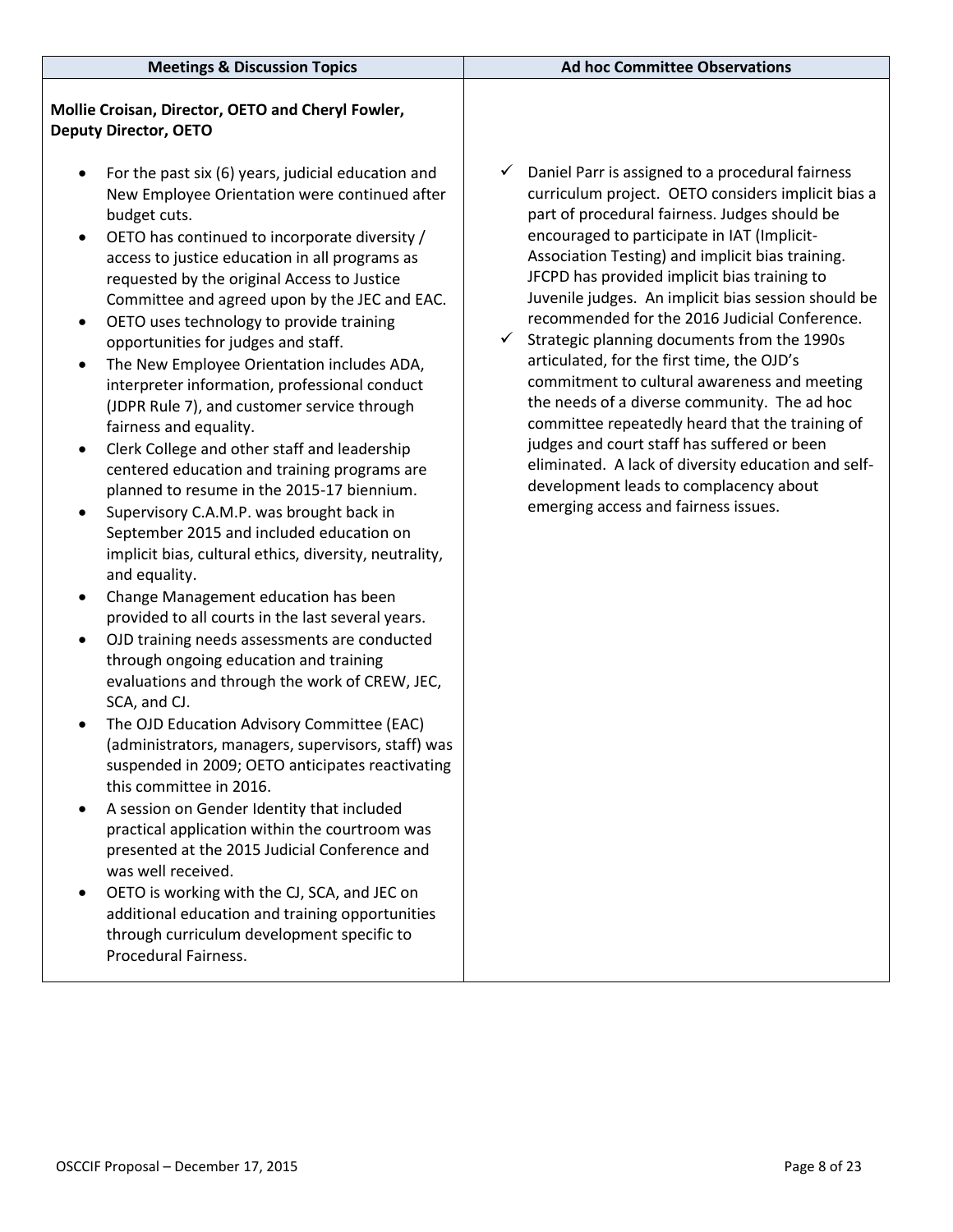| Meetings & Discussion Topics | Ad hoc Committee Observations |
|---|---|
| **Mollie Croisan, Director, OETO and Cheryl Fowler, Deputy Director, OETO**<br><br>• For the past six (6) years, judicial education and New Employee Orientation were continued after budget cuts.<br>• OETO has continued to incorporate diversity / access to justice education in all programs as requested by the original Access to Justice Committee and agreed upon by the JEC and EAC.<br>• OETO uses technology to provide training opportunities for judges and staff.<br>• The New Employee Orientation includes ADA, interpreter information, professional conduct (JDPR Rule 7), and customer service through fairness and equality.<br>• Clerk College and other staff and leadership centered education and training programs are planned to resume in the 2015-17 biennium.<br>• Supervisory C.A.M.P. was brought back in September 2015 and included education on implicit bias, cultural ethics, diversity, neutrality, and equality.<br>• Change Management education has been provided to all courts in the last several years.<br>• OJD training needs assessments are conducted through ongoing education and training evaluations and through the work of CREW, JEC, SCA, and CJ.<br>• The OJD Education Advisory Committee (EAC) (administrators, managers, supervisors, staff) was suspended in 2009; OETO anticipates reactivating this committee in 2016.<br>• A session on Gender Identity that included practical application within the courtroom was presented at the 2015 Judicial Conference and was well received.<br>• OETO is working with the CJ, SCA, and JEC on additional education and training opportunities through curriculum development specific to Procedural Fairness. | ✓ Daniel Parr is assigned to a procedural fairness curriculum project. OETO considers implicit bias a part of procedural fairness. Judges should be encouraged to participate in IAT (Implicit-Association Testing) and implicit bias training. JFCPD has provided implicit bias training to Juvenile judges. An implicit bias session should be recommended for the 2016 Judicial Conference.<br>✓ Strategic planning documents from the 1990s articulated, for the first time, the OJD's commitment to cultural awareness and meeting the needs of a diverse community. The ad hoc committee repeatedly heard that the training of judges and court staff has suffered or been eliminated. A lack of diversity education and self-development leads to complacency about emerging access and fairness issues. |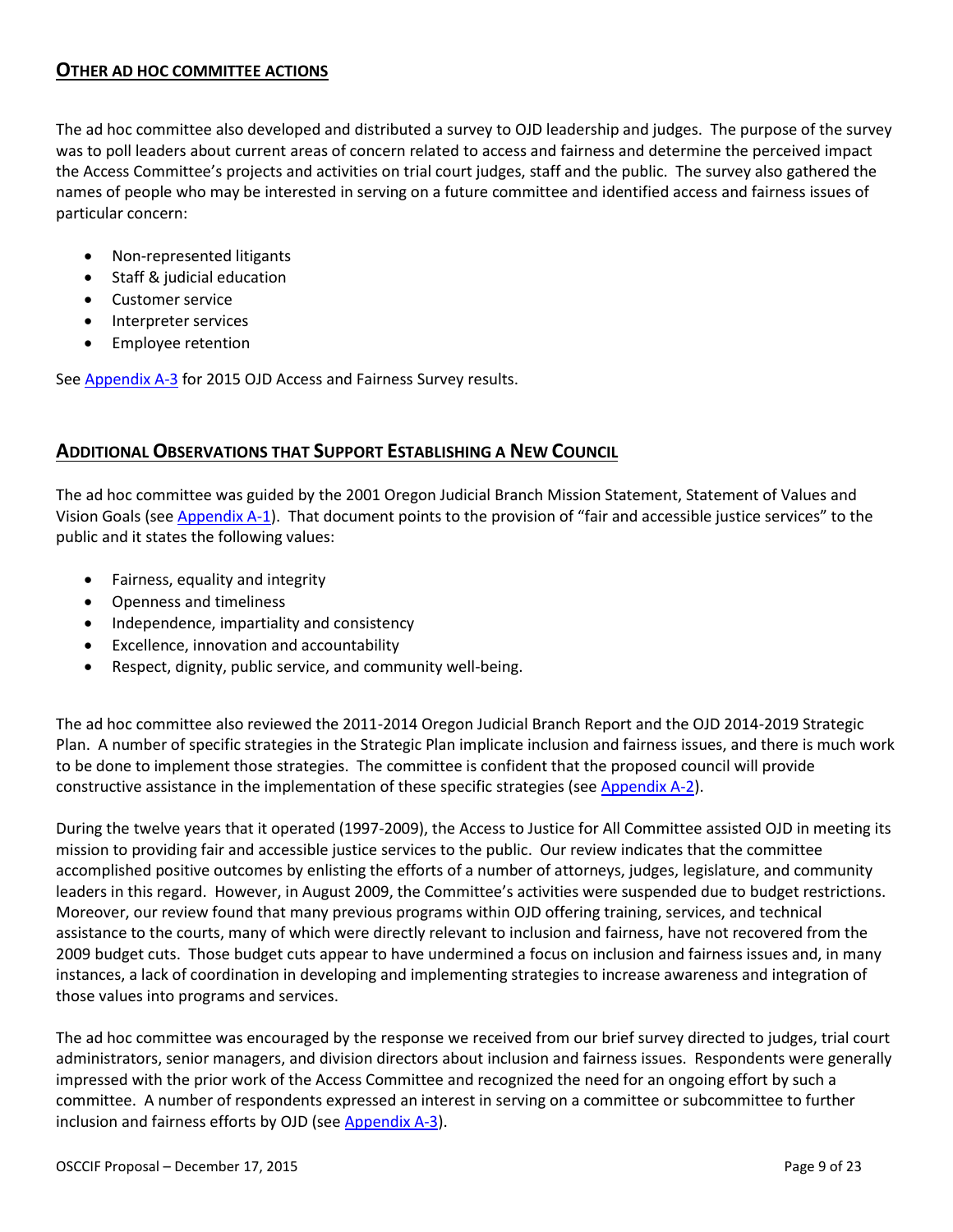## OTHER AD HOC COMMITTEE ACTIONS

The ad hoc committee also developed and distributed a survey to OJD leadership and judges. The purpose of the survey was to poll leaders about current areas of concern related to access and fairness and determine the perceived impact the Access Committee's projects and activities on trial court judges, staff and the public. The survey also gathered the names of people who may be interested in serving on a future committee and identified access and fairness issues of particular concern:

- Non-represented litigants
- Staff & judicial education
- Customer service
- Interpreter services
- Employee retention

See Appendix A-3 for 2015 OJD Access and Fairness Survey results.

## ADDITIONAL OBSERVATIONS THAT SUPPORT ESTABLISHING A NEW COUNCIL

The ad hoc committee was guided by the 2001 Oregon Judicial Branch Mission Statement, Statement of Values and Vision Goals (see Appendix A-1). That document points to the provision of "fair and accessible justice services" to the public and it states the following values:

- Fairness, equality and integrity
- Openness and timeliness
- Independence, impartiality and consistency
- Excellence, innovation and accountability
- Respect, dignity, public service, and community well-being.

The ad hoc committee also reviewed the 2011-2014 Oregon Judicial Branch Report and the OJD 2014-2019 Strategic Plan. A number of specific strategies in the Strategic Plan implicate inclusion and fairness issues, and there is much work to be done to implement those strategies. The committee is confident that the proposed council will provide constructive assistance in the implementation of these specific strategies (see Appendix A-2).

During the twelve years that it operated (1997-2009), the Access to Justice for All Committee assisted OJD in meeting its mission to providing fair and accessible justice services to the public. Our review indicates that the committee accomplished positive outcomes by enlisting the efforts of a number of attorneys, judges, legislature, and community leaders in this regard. However, in August 2009, the Committee's activities were suspended due to budget restrictions. Moreover, our review found that many previous programs within OJD offering training, services, and technical assistance to the courts, many of which were directly relevant to inclusion and fairness, have not recovered from the 2009 budget cuts. Those budget cuts appear to have undermined a focus on inclusion and fairness issues and, in many instances, a lack of coordination in developing and implementing strategies to increase awareness and integration of those values into programs and services.

The ad hoc committee was encouraged by the response we received from our brief survey directed to judges, trial court administrators, senior managers, and division directors about inclusion and fairness issues. Respondents were generally impressed with the prior work of the Access Committee and recognized the need for an ongoing effort by such a committee. A number of respondents expressed an interest in serving on a committee or subcommittee to further inclusion and fairness efforts by OJD (see Appendix A-3).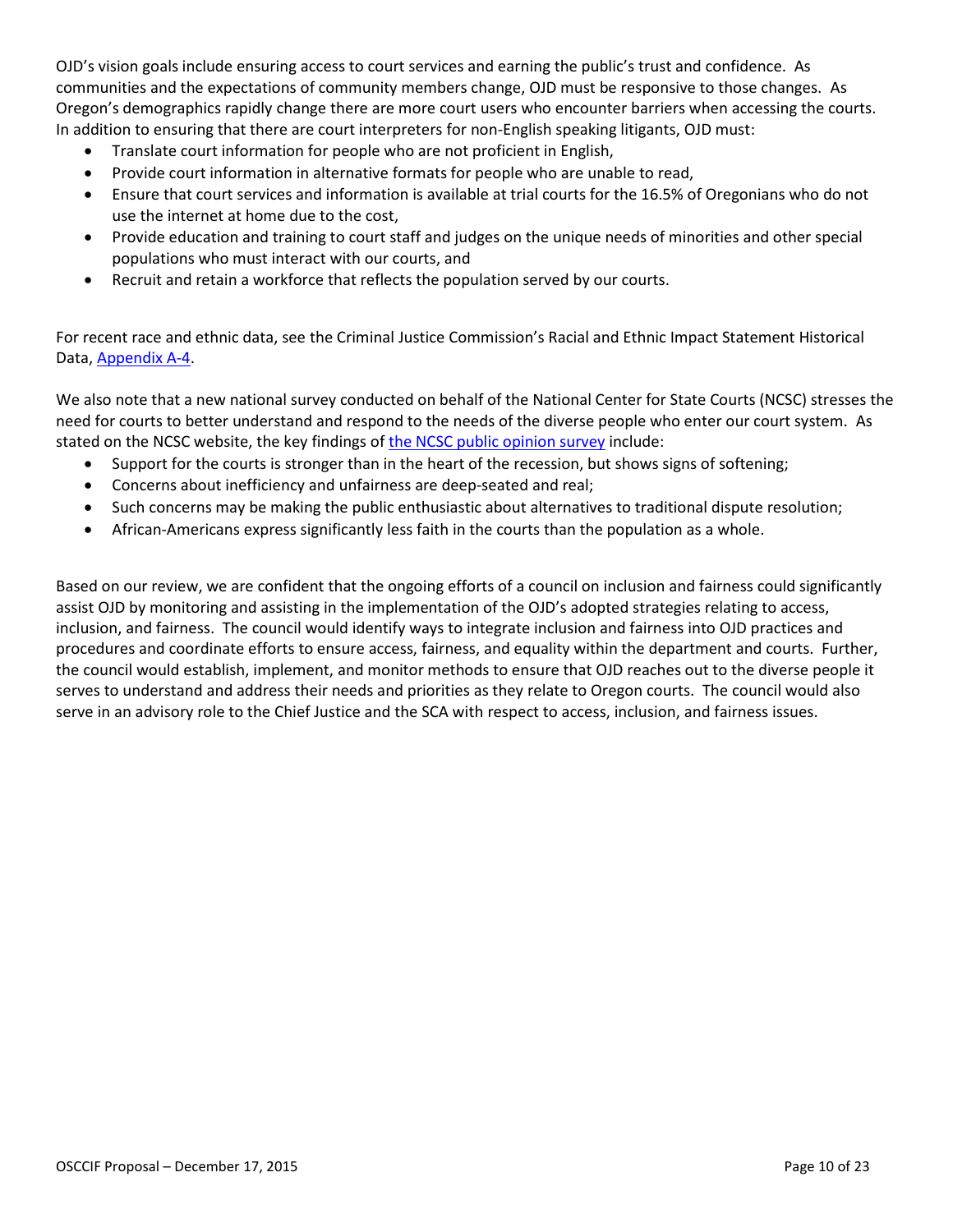OJD's vision goals include ensuring access to court services and earning the public's trust and confidence. As communities and the expectations of community members change, OJD must be responsive to those changes. As Oregon's demographics rapidly change there are more court users who encounter barriers when accessing the courts. In addition to ensuring that there are court interpreters for non-English speaking litigants, OJD must:

- Translate court information for people who are not proficient in English,
- Provide court information in alternative formats for people who are unable to read,
- Ensure that court services and information is available at trial courts for the 16.5% of Oregonians who do not use the internet at home due to the cost,
- Provide education and training to court staff and judges on the unique needs of minorities and other special populations who must interact with our courts, and
- Recruit and retain a workforce that reflects the population served by our courts.

For recent race and ethnic data, see the Criminal Justice Commission's Racial and Ethnic Impact Statement Historical Data, Appendix A-4.

We also note that a new national survey conducted on behalf of the National Center for State Courts (NCSC) stresses the need for courts to better understand and respond to the needs of the diverse people who enter our court system. As stated on the NCSC website, the key findings of the NCSC public opinion survey include:

- Support for the courts is stronger than in the heart of the recession, but shows signs of softening;
- Concerns about inefficiency and unfairness are deep-seated and real;
- Such concerns may be making the public enthusiastic about alternatives to traditional dispute resolution;
- African-Americans express significantly less faith in the courts than the population as a whole.

Based on our review, we are confident that the ongoing efforts of a council on inclusion and fairness could significantly assist OJD by monitoring and assisting in the implementation of the OJD's adopted strategies relating to access, inclusion, and fairness. The council would identify ways to integrate inclusion and fairness into OJD practices and procedures and coordinate efforts to ensure access, fairness, and equality within the department and courts. Further, the council would establish, implement, and monitor methods to ensure that OJD reaches out to the diverse people it serves to understand and address their needs and priorities as they relate to Oregon courts. The council would also serve in an advisory role to the Chief Justice and the SCA with respect to access, inclusion, and fairness issues.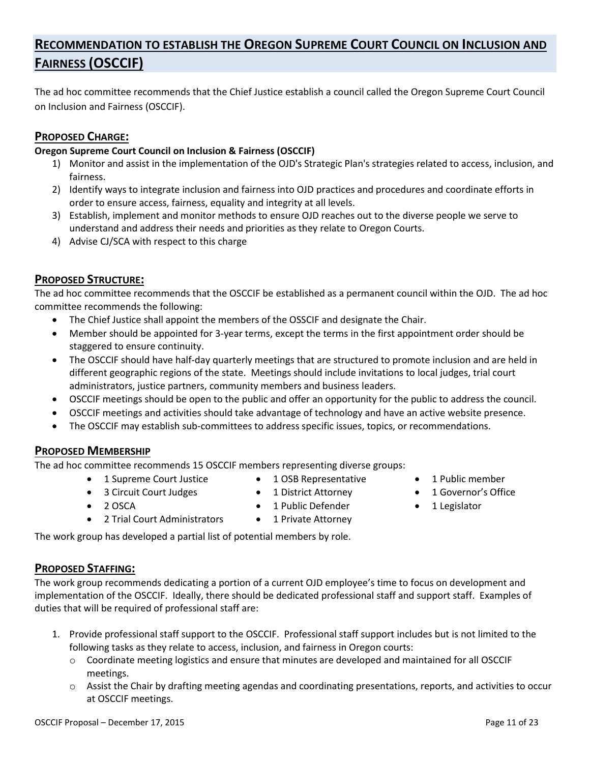## Recommendation to establish the Oregon Supreme Court Council on Inclusion and Fairness (OSCCIF)

The ad hoc committee recommends that the Chief Justice establish a council called the Oregon Supreme Court Council on Inclusion and Fairness (OSCCIF).

### Proposed Charge:

**Oregon Supreme Court Council on Inclusion & Fairness (OSCCIF)**

1) Monitor and assist in the implementation of the OJD's Strategic Plan's strategies related to access, inclusion, and fairness.
2) Identify ways to integrate inclusion and fairness into OJD practices and procedures and coordinate efforts in order to ensure access, fairness, equality and integrity at all levels.
3) Establish, implement and monitor methods to ensure OJD reaches out to the diverse people we serve to understand and address their needs and priorities as they relate to Oregon Courts.
4) Advise CJ/SCA with respect to this charge

### Proposed Structure:

The ad hoc committee recommends that the OSCCIF be established as a permanent council within the OJD. The ad hoc committee recommends the following:

- The Chief Justice shall appoint the members of the OSSCIF and designate the Chair.
- Member should be appointed for 3-year terms, except the terms in the first appointment order should be staggered to ensure continuity.
- The OSCCIF should have half-day quarterly meetings that are structured to promote inclusion and are held in different geographic regions of the state. Meetings should include invitations to local judges, trial court administrators, justice partners, community members and business leaders.
- OSCCIF meetings should be open to the public and offer an opportunity for the public to address the council.
- OSCCIF meetings and activities should take advantage of technology and have an active website presence.
- The OSCCIF may establish sub-committees to address specific issues, topics, or recommendations.

### Proposed Membership

The ad hoc committee recommends 15 OSCCIF members representing diverse groups:

- 1 Supreme Court Justice
- 3 Circuit Court Judges
- 2 OSCA
- 2 Trial Court Administrators
- 1 OSB Representative
- 1 District Attorney
- 1 Public Defender
- 1 Private Attorney
- 1 Public member
- 1 Governor's Office
- 1 Legislator

The work group has developed a partial list of potential members by role.

### Proposed Staffing:

The work group recommends dedicating a portion of a current OJD employee's time to focus on development and implementation of the OSCCIF. Ideally, there should be dedicated professional staff and support staff. Examples of duties that will be required of professional staff are:

1. Provide professional staff support to the OSCCIF. Professional staff support includes but is not limited to the following tasks as they relate to access, inclusion, and fairness in Oregon courts:
   - Coordinate meeting logistics and ensure that minutes are developed and maintained for all OSCCIF meetings.
   - Assist the Chair by drafting meeting agendas and coordinating presentations, reports, and activities to occur at OSCCIF meetings.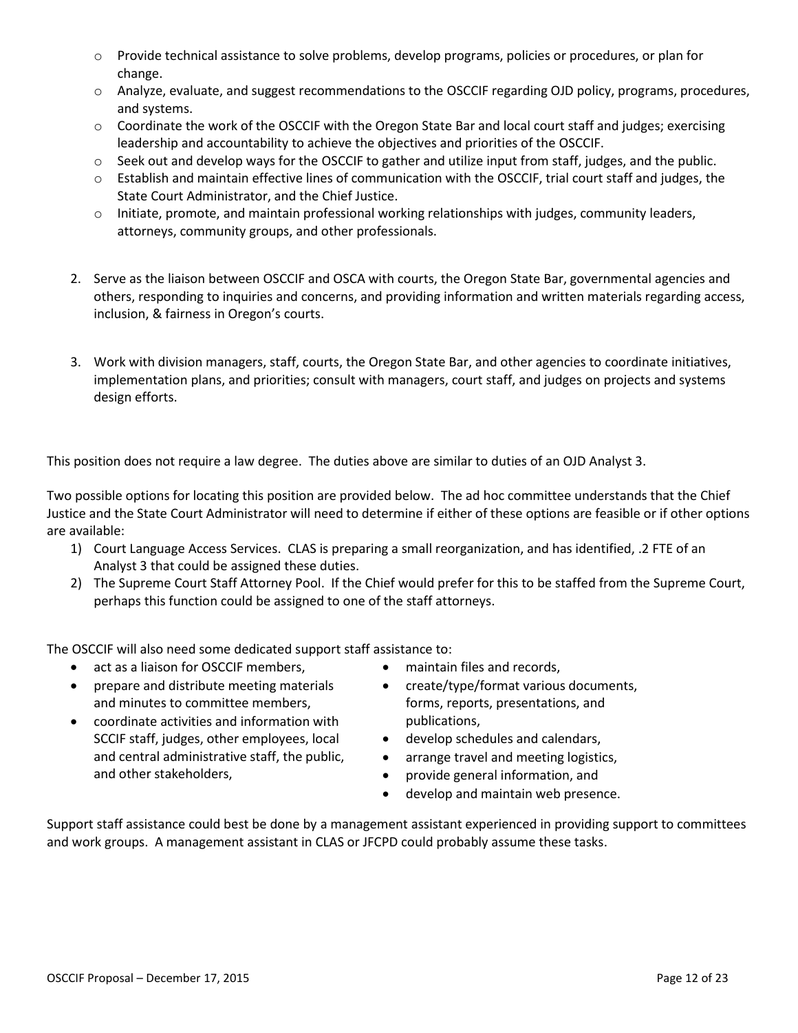- Provide technical assistance to solve problems, develop programs, policies or procedures, or plan for change.
- Analyze, evaluate, and suggest recommendations to the OSCCIF regarding OJD policy, programs, procedures, and systems.
- Coordinate the work of the OSCCIF with the Oregon State Bar and local court staff and judges; exercising leadership and accountability to achieve the objectives and priorities of the OSCCIF.
- Seek out and develop ways for the OSCCIF to gather and utilize input from staff, judges, and the public.
- Establish and maintain effective lines of communication with the OSCCIF, trial court staff and judges, the State Court Administrator, and the Chief Justice.
- Initiate, promote, and maintain professional working relationships with judges, community leaders, attorneys, community groups, and other professionals.

2. Serve as the liaison between OSCCIF and OSCA with courts, the Oregon State Bar, governmental agencies and others, responding to inquiries and concerns, and providing information and written materials regarding access, inclusion, & fairness in Oregon's courts.

3. Work with division managers, staff, courts, the Oregon State Bar, and other agencies to coordinate initiatives, implementation plans, and priorities; consult with managers, court staff, and judges on projects and systems design efforts.

This position does not require a law degree. The duties above are similar to duties of an OJD Analyst 3.

Two possible options for locating this position are provided below. The ad hoc committee understands that the Chief Justice and the State Court Administrator will need to determine if either of these options are feasible or if other options are available:

1) Court Language Access Services. CLAS is preparing a small reorganization, and has identified, .2 FTE of an Analyst 3 that could be assigned these duties.
2) The Supreme Court Staff Attorney Pool. If the Chief would prefer for this to be staffed from the Supreme Court, perhaps this function could be assigned to one of the staff attorneys.

The OSCCIF will also need some dedicated support staff assistance to:

- act as a liaison for OSCCIF members,
- prepare and distribute meeting materials and minutes to committee members,
- coordinate activities and information with SCCIF staff, judges, other employees, local and central administrative staff, the public, and other stakeholders,
- maintain files and records,
- create/type/format various documents, forms, reports, presentations, and publications,
- develop schedules and calendars,
- arrange travel and meeting logistics,
- provide general information, and
- develop and maintain web presence.

Support staff assistance could best be done by a management assistant experienced in providing support to committees and work groups. A management assistant in CLAS or JFCPD could probably assume these tasks.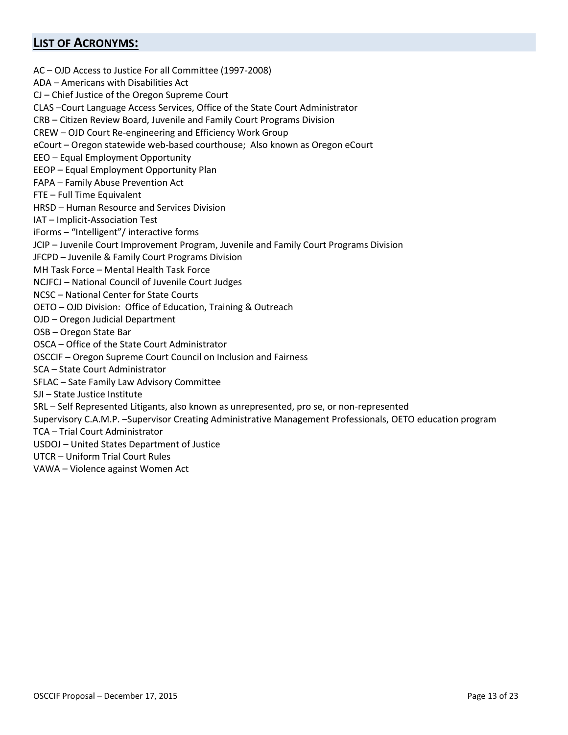## LIST OF ACRONYMS:

AC – OJD Access to Justice For all Committee (1997-2008)
ADA – Americans with Disabilities Act
CJ – Chief Justice of the Oregon Supreme Court
CLAS –Court Language Access Services, Office of the State Court Administrator
CRB – Citizen Review Board, Juvenile and Family Court Programs Division
CREW – OJD Court Re-engineering and Efficiency Work Group
eCourt – Oregon statewide web-based courthouse; Also known as Oregon eCourt
EEO – Equal Employment Opportunity
EEOP – Equal Employment Opportunity Plan
FAPA – Family Abuse Prevention Act
FTE – Full Time Equivalent
HRSD – Human Resource and Services Division
IAT – Implicit-Association Test
iForms – "Intelligent"/ interactive forms
JCIP – Juvenile Court Improvement Program, Juvenile and Family Court Programs Division
JFCPD – Juvenile & Family Court Programs Division
MH Task Force – Mental Health Task Force
NCJFCJ – National Council of Juvenile Court Judges
NCSC – National Center for State Courts
OETO – OJD Division: Office of Education, Training & Outreach
OJD – Oregon Judicial Department
OSB – Oregon State Bar
OSCA – Office of the State Court Administrator
OSCCIF – Oregon Supreme Court Council on Inclusion and Fairness
SCA – State Court Administrator
SFLAC – Sate Family Law Advisory Committee
SJI – State Justice Institute
SRL – Self Represented Litigants, also known as unrepresented, pro se, or non-represented
Supervisory C.A.M.P. –Supervisor Creating Administrative Management Professionals, OETO education program
TCA – Trial Court Administrator
USDOJ – United States Department of Justice
UTCR – Uniform Trial Court Rules
VAWA – Violence against Women Act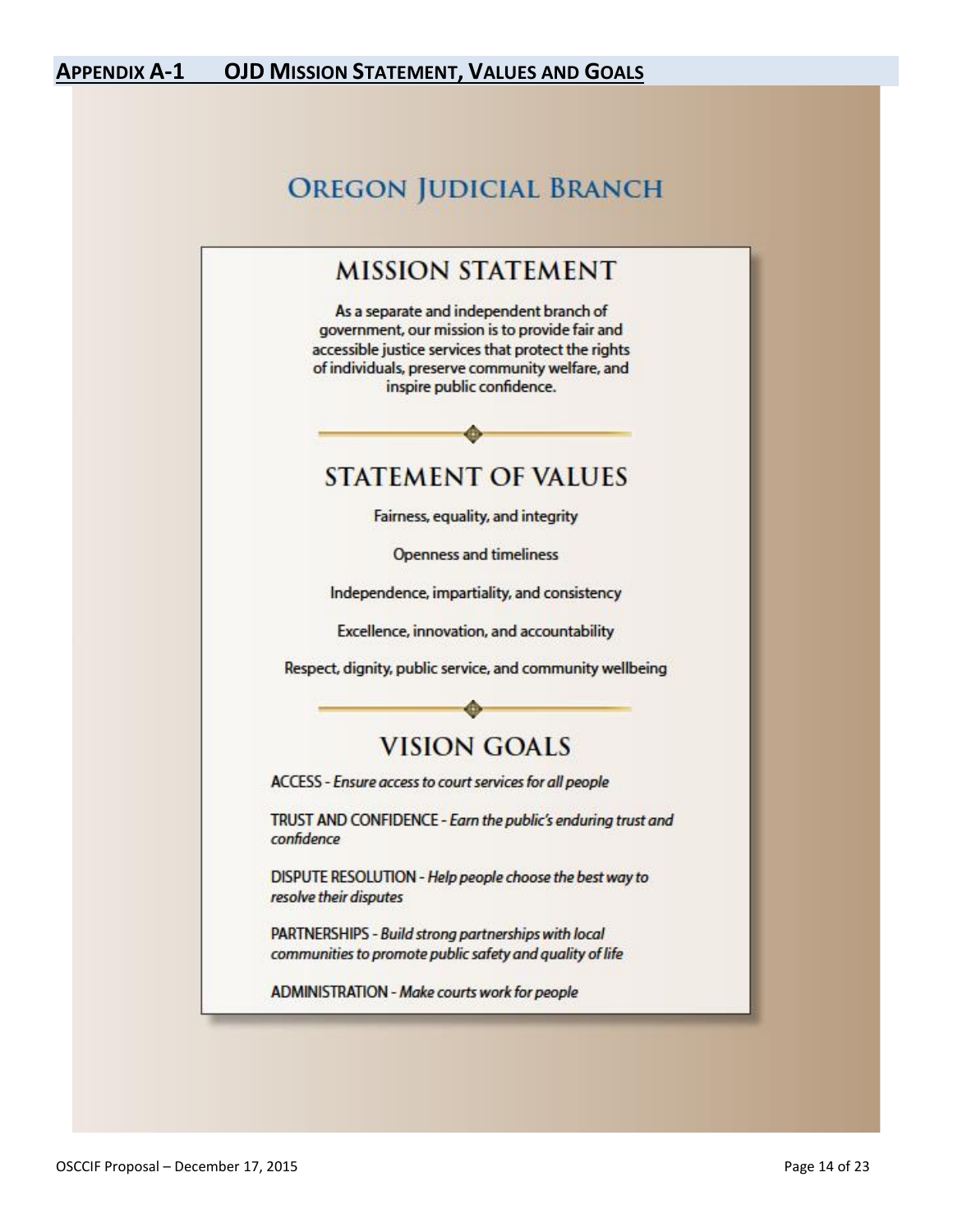# APPENDIX A-1 OJD MISSION STATEMENT, VALUES AND GOALS

## OREGON JUDICIAL BRANCH

### MISSION STATEMENT

As a separate and independent branch of government, our mission is to provide fair and accessible justice services that protect the rights of individuals, preserve community welfare, and inspire public confidence.

### STATEMENT OF VALUES

Fairness, equality, and integrity

Openness and timeliness

Independence, impartiality, and consistency

Excellence, innovation, and accountability

Respect, dignity, public service, and community wellbeing

### VISION GOALS

ACCESS - *Ensure access to court services for all people*

TRUST AND CONFIDENCE - *Earn the public's enduring trust and confidence*

DISPUTE RESOLUTION - *Help people choose the best way to resolve their disputes*

PARTNERSHIPS - *Build strong partnerships with local communities to promote public safety and quality of life*

ADMINISTRATION - *Make courts work for people*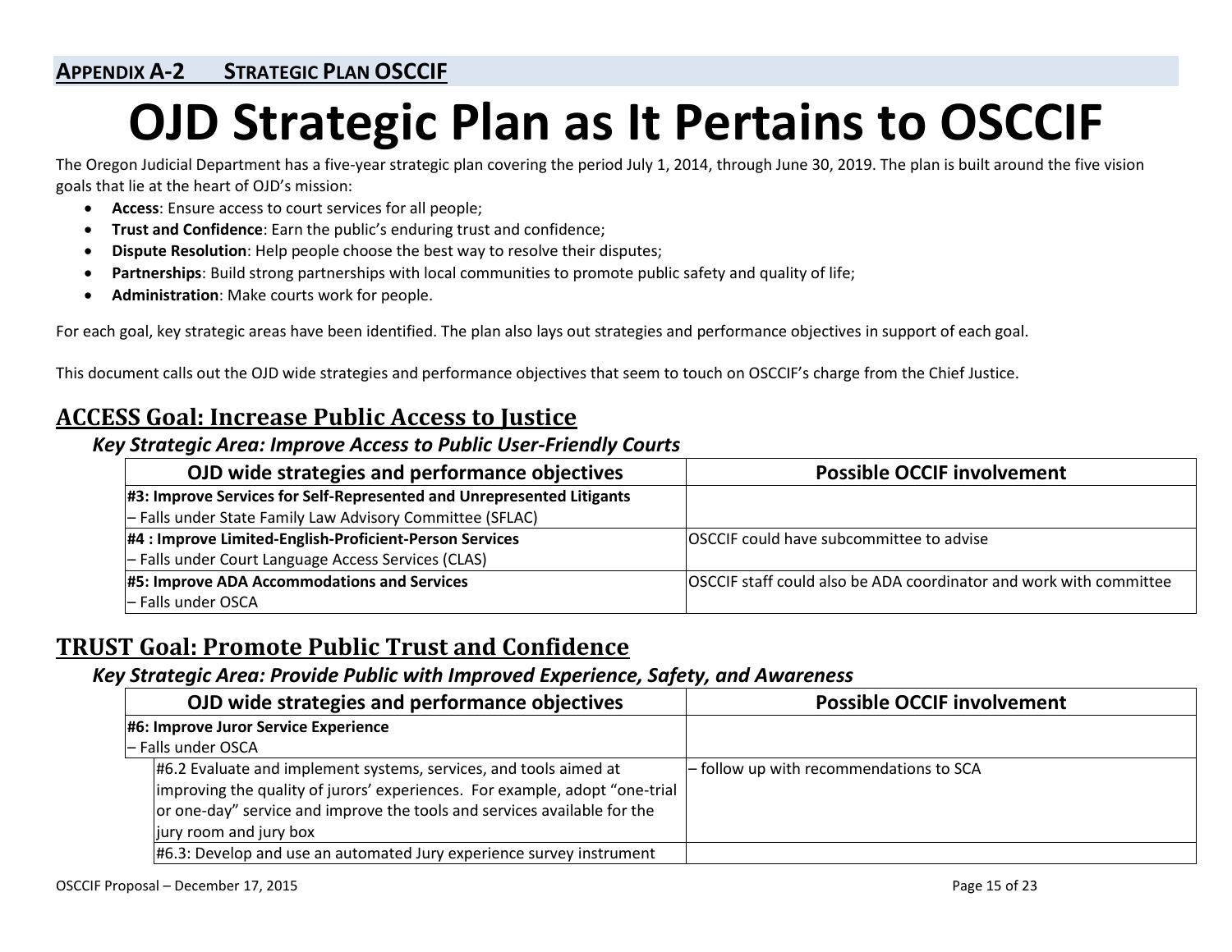**APPENDIX A-2 STRATEGIC PLAN OSCCIF**

# OJD Strategic Plan as It Pertains to OSCCIF

The Oregon Judicial Department has a five-year strategic plan covering the period July 1, 2014, through June 30, 2019. The plan is built around the five vision goals that lie at the heart of OJD's mission:

- **Access**: Ensure access to court services for all people;
- **Trust and Confidence**: Earn the public's enduring trust and confidence;
- **Dispute Resolution**: Help people choose the best way to resolve their disputes;
- **Partnerships**: Build strong partnerships with local communities to promote public safety and quality of life;
- **Administration**: Make courts work for people.

For each goal, key strategic areas have been identified. The plan also lays out strategies and performance objectives in support of each goal.

This document calls out the OJD wide strategies and performance objectives that seem to touch on OSCCIF's charge from the Chief Justice.

## ACCESS Goal: Increase Public Access to Justice

### *Key Strategic Area: Improve Access to Public User-Friendly Courts*

| OJD wide strategies and performance objectives | Possible OCCIF involvement |
| --- | --- |
| **#3: Improve Services for Self-Represented and Unrepresented Litigants** – Falls under State Family Law Advisory Committee (SFLAC) | |
| **#4 : Improve Limited-English-Proficient-Person Services** – Falls under Court Language Access Services (CLAS) | OSCCIF could have subcommittee to advise |
| **#5: Improve ADA Accommodations and Services** – Falls under OSCA | OSCCIF staff could also be ADA coordinator and work with committee |

## TRUST Goal: Promote Public Trust and Confidence

### *Key Strategic Area: Provide Public with Improved Experience, Safety, and Awareness*

| OJD wide strategies and performance objectives | Possible OCCIF involvement |
| --- | --- |
| **#6: Improve Juror Service Experience** – Falls under OSCA | |
| #6.2 Evaluate and implement systems, services, and tools aimed at improving the quality of jurors' experiences. For example, adopt "one-trial or one-day" service and improve the tools and services available for the jury room and jury box | – follow up with recommendations to SCA |
| #6.3: Develop and use an automated Jury experience survey instrument | |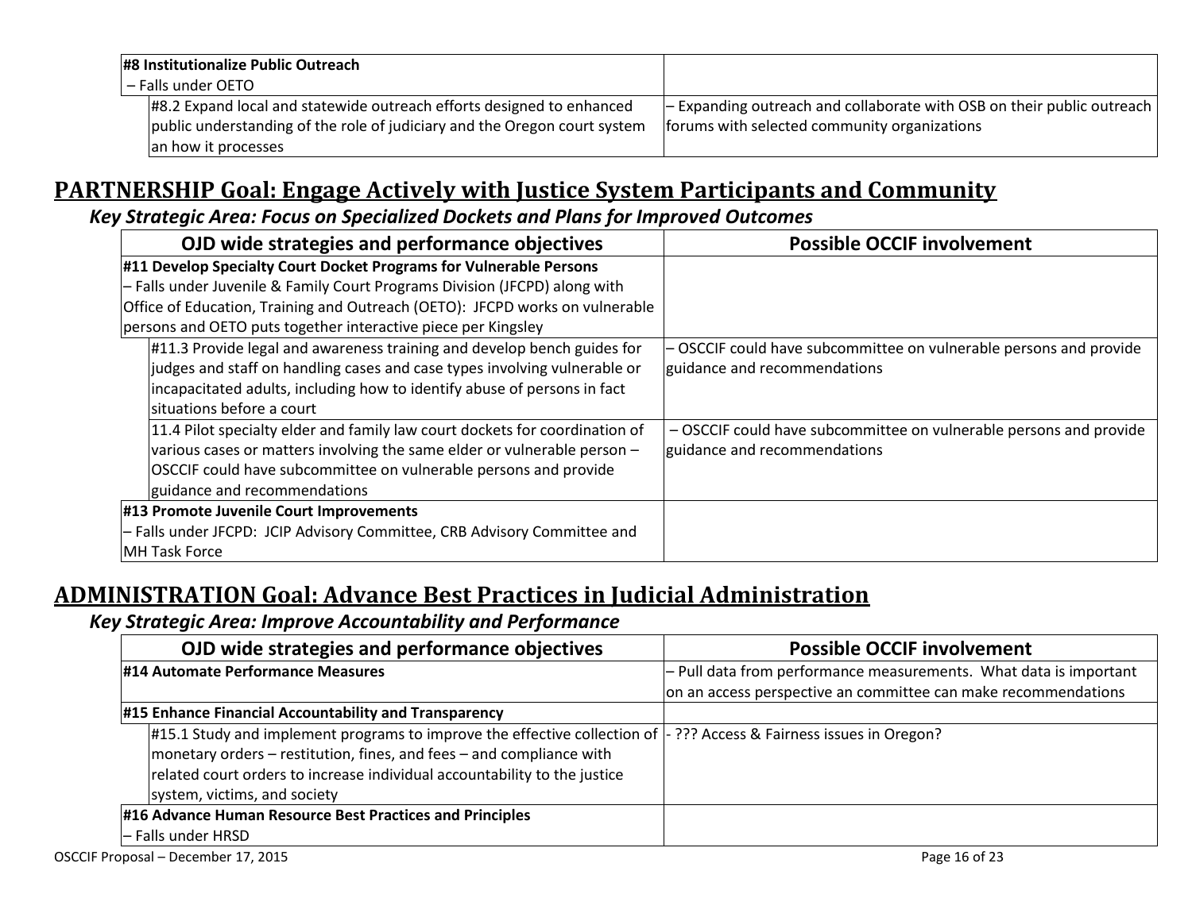| | |
|---|---|
| **#8 Institutionalize Public Outreach**<br>– Falls under OETO | |
| #8.2 Expand local and statewide outreach efforts designed to enhanced public understanding of the role of judiciary and the Oregon court system an how it processes | – Expanding outreach and collaborate with OSB on their public outreach forums with selected community organizations |

## PARTNERSHIP Goal: Engage Actively with Justice System Participants and Community

### *Key Strategic Area: Focus on Specialized Dockets and Plans for Improved Outcomes*

| OJD wide strategies and performance objectives | Possible OCCIF involvement |
|---|---|
| **#11 Develop Specialty Court Docket Programs for Vulnerable Persons**<br>– Falls under Juvenile & Family Court Programs Division (JFCPD) along with Office of Education, Training and Outreach (OETO): JFCPD works on vulnerable persons and OETO puts together interactive piece per Kingsley | |
| #11.3 Provide legal and awareness training and develop bench guides for judges and staff on handling cases and case types involving vulnerable or incapacitated adults, including how to identify abuse of persons in fact situations before a court | – OSCCIF could have subcommittee on vulnerable persons and provide guidance and recommendations |
| 11.4 Pilot specialty elder and family law court dockets for coordination of various cases or matters involving the same elder or vulnerable person – OSCCIF could have subcommittee on vulnerable persons and provide guidance and recommendations | – OSCCIF could have subcommittee on vulnerable persons and provide guidance and recommendations |
| **#13 Promote Juvenile Court Improvements**<br>– Falls under JFCPD: JCIP Advisory Committee, CRB Advisory Committee and MH Task Force | |

## ADMINISTRATION Goal: Advance Best Practices in Judicial Administration

### *Key Strategic Area: Improve Accountability and Performance*

| OJD wide strategies and performance objectives | Possible OCCIF involvement |
|---|---|
| **#14 Automate Performance Measures** | – Pull data from performance measurements. What data is important on an access perspective an committee can make recommendations |
| **#15 Enhance Financial Accountability and Transparency** | |
| #15.1 Study and implement programs to improve the effective collection of monetary orders – restitution, fines, and fees – and compliance with related court orders to increase individual accountability to the justice system, victims, and society | - ??? Access & Fairness issues in Oregon? |
| **#16 Advance Human Resource Best Practices and Principles**<br>– Falls under HRSD | |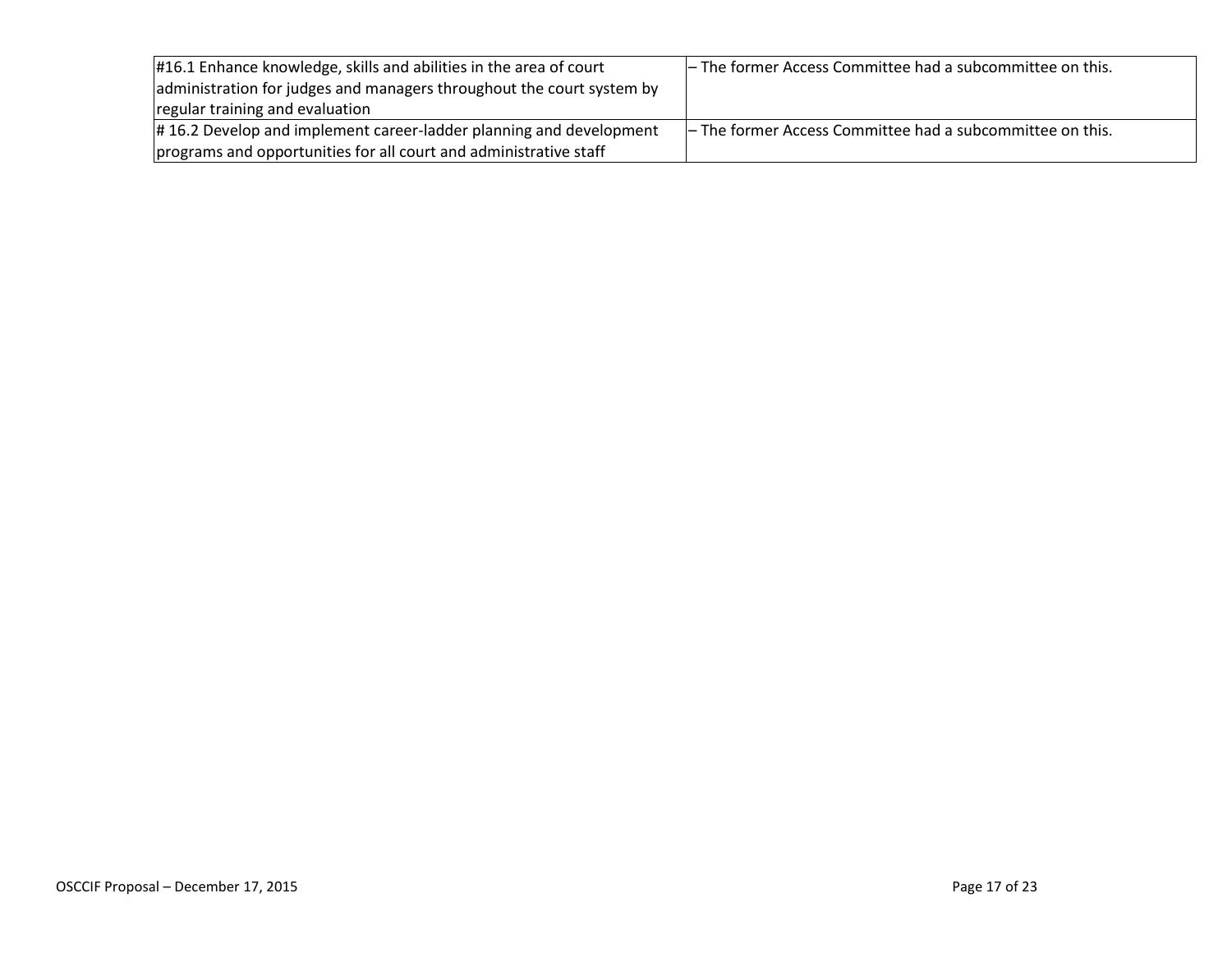| #16.1 Enhance knowledge, skills and abilities in the area of court administration for judges and managers throughout the court system by regular training and evaluation | – The former Access Committee had a subcommittee on this. |
|---|---|
| # 16.2 Develop and implement career-ladder planning and development programs and opportunities for all court and administrative staff | – The former Access Committee had a subcommittee on this. |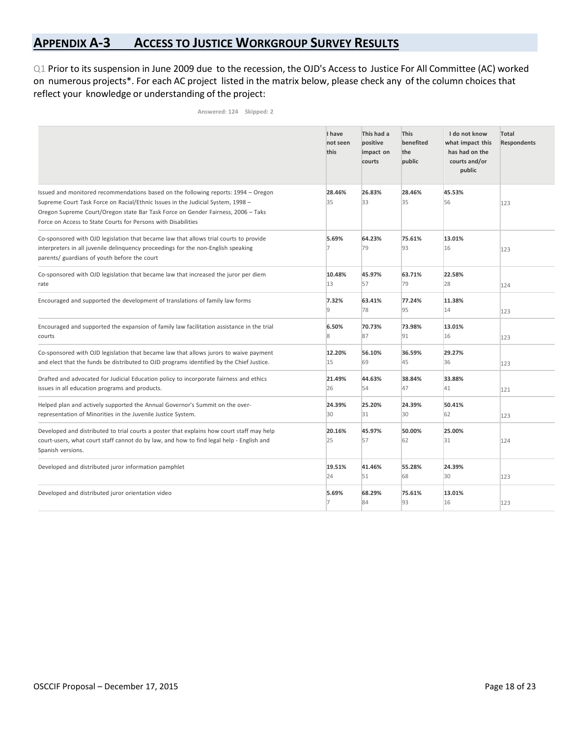## APPENDIX A-3 ACCESS TO JUSTICE WORKGROUP SURVEY RESULTS

Q1 Prior to its suspension in June 2009 due to the recession, the OJD's Access to Justice For All Committee (AC) worked on numerous projects*. For each AC project listed in the matrix below, please check any of the column choices that reflect your knowledge or understanding of the project:

Answered: 124 Skipped: 2

| | I have not seen this | This had a positive impact on courts | This benefited the public | I do not know what impact this has had on the courts and/or public | Total Respondents |
|---|---|---|---|---|---|
| Issued and monitored recommendations based on the following reports: 1994 – Oregon Supreme Court Task Force on Racial/Ethnic Issues in the Judicial System, 1998 – Oregon Supreme Court/Oregon state Bar Task Force on Gender Fairness, 2006 – Taks Force on Access to State Courts for Persons with Disabilities | **28.46%** 35 | **26.83%** 33 | **28.46%** 35 | **45.53%** 56 | 123 |
| Co-sponsored with OJD legislation that became law that allows trial courts to provide interpreters in all juvenile delinquency proceedings for the non-English speaking parents/ guardians of youth before the court | **5.69%** 7 | **64.23%** 79 | **75.61%** 93 | **13.01%** 16 | 123 |
| Co-sponsored with OJD legislation that became law that increased the juror per diem rate | **10.48%** 13 | **45.97%** 57 | **63.71%** 79 | **22.58%** 28 | 124 |
| Encouraged and supported the development of translations of family law forms | **7.32%** 9 | **63.41%** 78 | **77.24%** 95 | **11.38%** 14 | 123 |
| Encouraged and supported the expansion of family law facilitation assistance in the trial courts | **6.50%** 8 | **70.73%** 87 | **73.98%** 91 | **13.01%** 16 | 123 |
| Co-sponsored with OJD legislation that became law that allows jurors to waive payment and elect that the funds be distributed to OJD programs identified by the Chief Justice. | **12.20%** 15 | **56.10%** 69 | **36.59%** 45 | **29.27%** 36 | 123 |
| Drafted and advocated for Judicial Education policy to incorporate fairness and ethics issues in all education programs and products. | **21.49%** 26 | **44.63%** 54 | **38.84%** 47 | **33.88%** 41 | 121 |
| Helped plan and actively supported the Annual Governor's Summit on the over-representation of Minorities in the Juvenile Justice System. | **24.39%** 30 | **25.20%** 31 | **24.39%** 30 | **50.41%** 62 | 123 |
| Developed and distributed to trial courts a poster that explains how court staff may help court-users, what court staff cannot do by law, and how to find legal help - English and Spanish versions. | **20.16%** 25 | **45.97%** 57 | **50.00%** 62 | **25.00%** 31 | 124 |
| Developed and distributed juror information pamphlet | **19.51%** 24 | **41.46%** 51 | **55.28%** 68 | **24.39%** 30 | 123 |
| Developed and distributed juror orientation video | **5.69%** 7 | **68.29%** 84 | **75.61%** 93 | **13.01%** 16 | 123 |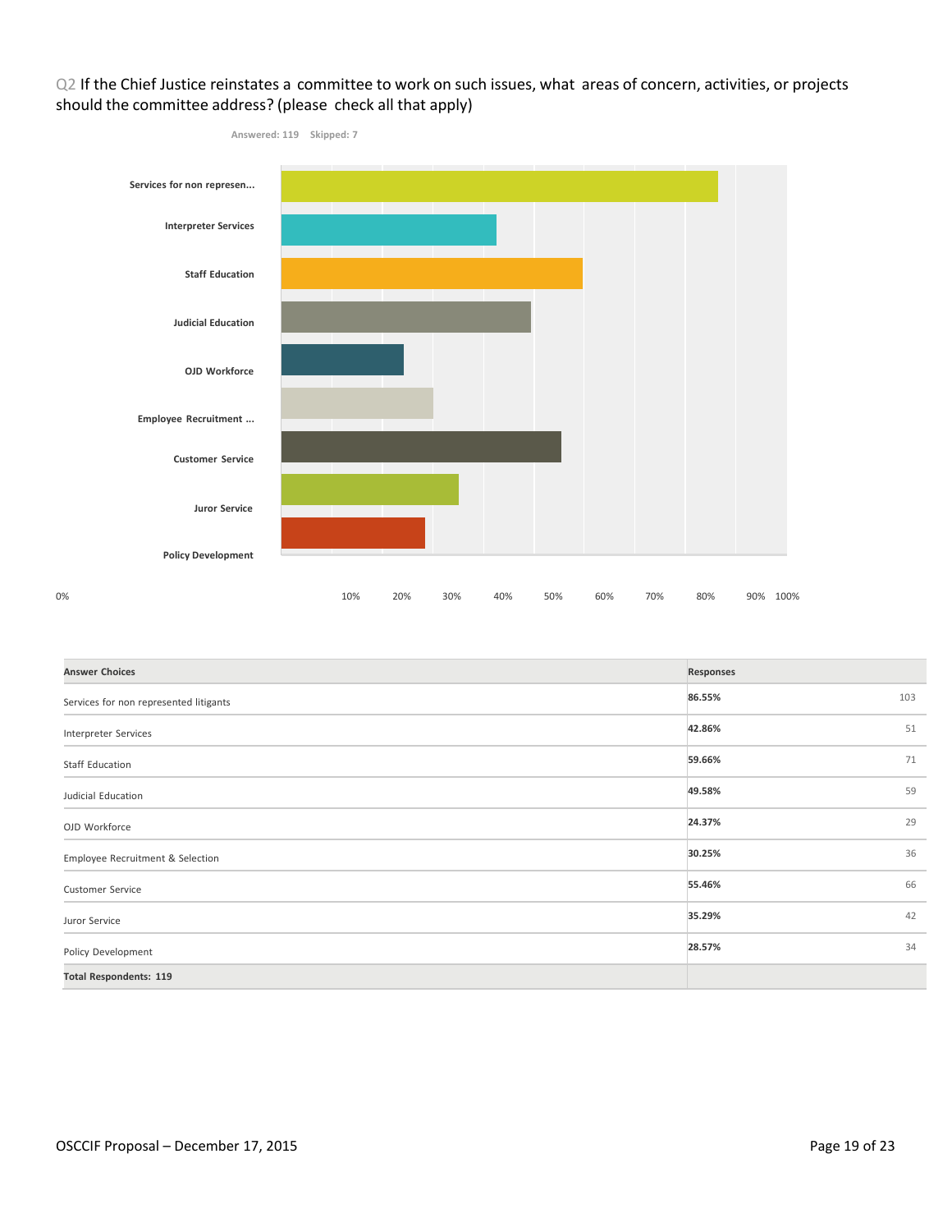Q2 If the Chief Justice reinstates a committee to work on such issues, what areas of concern, activities, or projects should the committee address? (please check all that apply)

Answered: 119 Skipped: 7

| Answer Choices | Responses | |
|---|---|---|
| Services for non represented litigants | **86.55%** | 103 |
| Interpreter Services | **42.86%** | 51 |
| Staff Education | **59.66%** | 71 |
| Judicial Education | **49.58%** | 59 |
| OJD Workforce | **24.37%** | 29 |
| Employee Recruitment & Selection | **30.25%** | 36 |
| Customer Service | **55.46%** | 66 |
| Juror Service | **35.29%** | 42 |
| Policy Development | **28.57%** | 34 |
| **Total Respondents: 119** | | |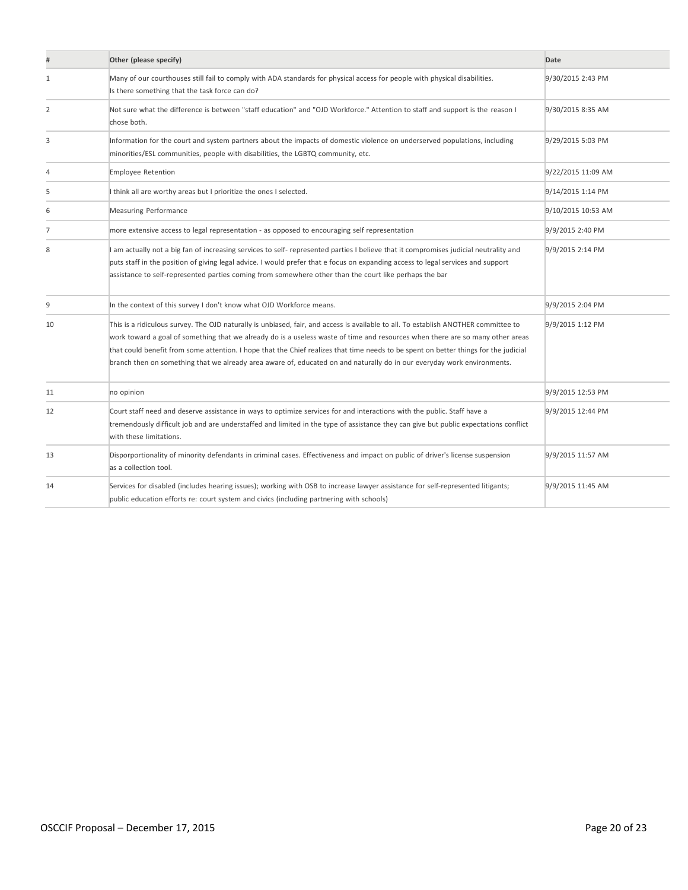| # | Other (please specify) | Date |
|---|---|---|
| 1 | Many of our courthouses still fail to comply with ADA standards for physical access for people with physical disabilities. Is there something that the task force can do? | 9/30/2015 2:43 PM |
| 2 | Not sure what the difference is between "staff education" and "OJD Workforce." Attention to staff and support is the reason I chose both. | 9/30/2015 8:35 AM |
| 3 | Information for the court and system partners about the impacts of domestic violence on underserved populations, including minorities/ESL communities, people with disabilities, the LGBTQ community, etc. | 9/29/2015 5:03 PM |
| 4 | Employee Retention | 9/22/2015 11:09 AM |
| 5 | I think all are worthy areas but I prioritize the ones I selected. | 9/14/2015 1:14 PM |
| 6 | Measuring Performance | 9/10/2015 10:53 AM |
| 7 | more extensive access to legal representation - as opposed to encouraging self representation | 9/9/2015 2:40 PM |
| 8 | I am actually not a big fan of increasing services to self- represented parties I believe that it compromises judicial neutrality and puts staff in the position of giving legal advice. I would prefer that e focus on expanding access to legal services and support assistance to self-represented parties coming from somewhere other than the court like perhaps the bar | 9/9/2015 2:14 PM |
| 9 | In the context of this survey I don't know what OJD Workforce means. | 9/9/2015 2:04 PM |
| 10 | This is a ridiculous survey. The OJD naturally is unbiased, fair, and access is available to all. To establish ANOTHER committee to work toward a goal of something that we already do is a useless waste of time and resources when there are so many other areas that could benefit from some attention. I hope that the Chief realizes that time needs to be spent on better things for the judicial branch then on something that we already area aware of, educated on and naturally do in our everyday work environments. | 9/9/2015 1:12 PM |
| 11 | no opinion | 9/9/2015 12:53 PM |
| 12 | Court staff need and deserve assistance in ways to optimize services for and interactions with the public. Staff have a tremendously difficult job and are understaffed and limited in the type of assistance they can give but public expectations conflict with these limitations. | 9/9/2015 12:44 PM |
| 13 | Disporportionality of minority defendants in criminal cases. Effectiveness and impact on public of driver's license suspension as a collection tool. | 9/9/2015 11:57 AM |
| 14 | Services for disabled (includes hearing issues); working with OSB to increase lawyer assistance for self-represented litigants; public education efforts re: court system and civics (including partnering with schools) | 9/9/2015 11:45 AM |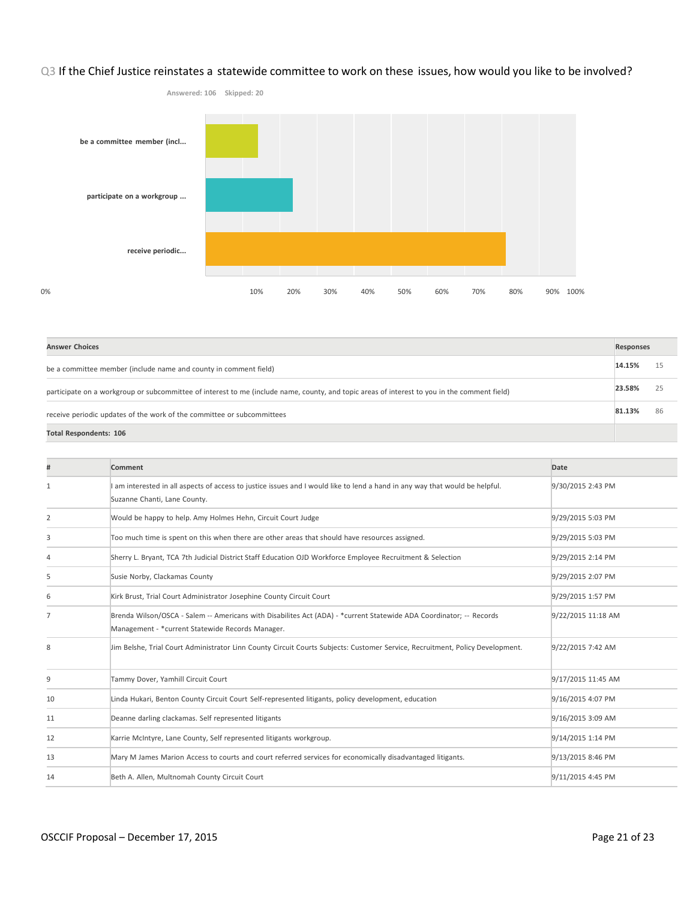## Q3 If the Chief Justice reinstates a statewide committee to work on these issues, how would you like to be involved?

Answered: 106 Skipped: 20

| Answer Choices | Responses | |
|---|---|---|
| be a committee member (include name and county in comment field) | 14.15% | 15 |
| participate on a workgroup or subcommittee of interest to me (include name, county, and topic areas of interest to you in the comment field) | 23.58% | 25 |
| receive periodic updates of the work of the committee or subcommittees | 81.13% | 86 |
| **Total Respondents: 106** | | |

| # | Comment | Date |
|---|---|---|
| 1 | I am interested in all aspects of access to justice issues and I would like to lend a hand in any way that would be helpful. Suzanne Chanti, Lane County. | 9/30/2015 2:43 PM |
| 2 | Would be happy to help. Amy Holmes Hehn, Circuit Court Judge | 9/29/2015 5:03 PM |
| 3 | Too much time is spent on this when there are other areas that should have resources assigned. | 9/29/2015 5:03 PM |
| 4 | Sherry L. Bryant, TCA 7th Judicial District Staff Education OJD Workforce Employee Recruitment & Selection | 9/29/2015 2:14 PM |
| 5 | Susie Norby, Clackamas County | 9/29/2015 2:07 PM |
| 6 | Kirk Brust, Trial Court Administrator Josephine County Circuit Court | 9/29/2015 1:57 PM |
| 7 | Brenda Wilson/OSCA - Salem -- Americans with Disabilites Act (ADA) - *current Statewide ADA Coordinator; -- Records Management - *current Statewide Records Manager. | 9/22/2015 11:18 AM |
| 8 | Jim Belshe, Trial Court Administrator Linn County Circuit Courts Subjects: Customer Service, Recruitment, Policy Development. | 9/22/2015 7:42 AM |
| 9 | Tammy Dover, Yamhill Circuit Court | 9/17/2015 11:45 AM |
| 10 | Linda Hukari, Benton County Circuit Court Self-represented litigants, policy development, education | 9/16/2015 4:07 PM |
| 11 | Deanne darling clackamas. Self represented litigants | 9/16/2015 3:09 AM |
| 12 | Karrie McIntyre, Lane County, Self represented litigants workgroup. | 9/14/2015 1:14 PM |
| 13 | Mary M James Marion Access to courts and court referred services for economically disadvantaged litigants. | 9/13/2015 8:46 PM |
| 14 | Beth A. Allen, Multnomah County Circuit Court | 9/11/2015 4:45 PM |

OSCCIF Proposal – December 17, 2015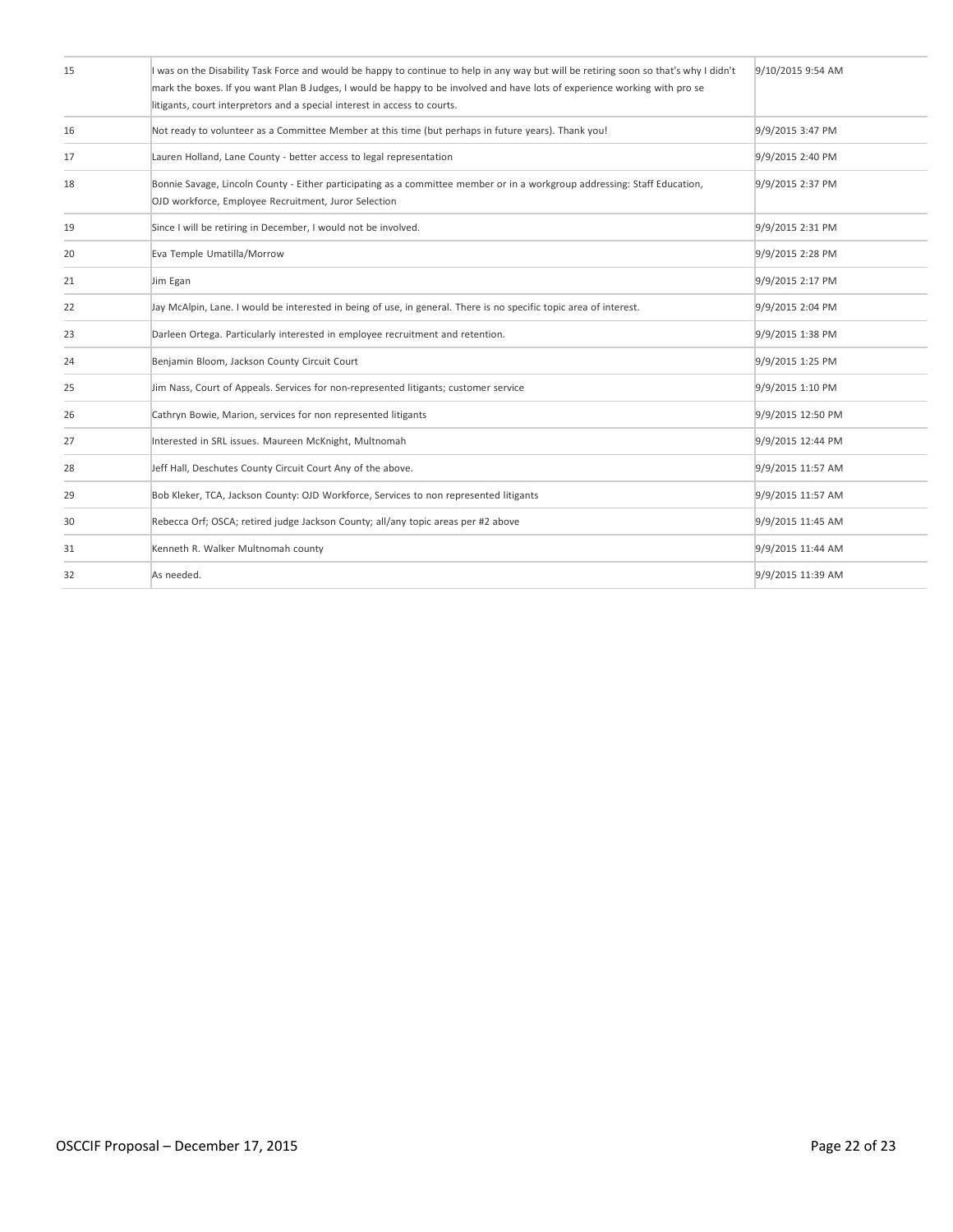| | | |
|---|---|---|
| 15 | I was on the Disability Task Force and would be happy to continue to help in any way but will be retiring soon so that's why I didn't mark the boxes. If you want Plan B Judges, I would be happy to be involved and have lots of experience working with pro se litigants, court interpretors and a special interest in access to courts. | 9/10/2015 9:54 AM |
| 16 | Not ready to volunteer as a Committee Member at this time (but perhaps in future years). Thank you! | 9/9/2015 3:47 PM |
| 17 | Lauren Holland, Lane County - better access to legal representation | 9/9/2015 2:40 PM |
| 18 | Bonnie Savage, Lincoln County - Either participating as a committee member or in a workgroup addressing: Staff Education, OJD workforce, Employee Recruitment, Juror Selection | 9/9/2015 2:37 PM |
| 19 | Since I will be retiring in December, I would not be involved. | 9/9/2015 2:31 PM |
| 20 | Eva Temple Umatilla/Morrow | 9/9/2015 2:28 PM |
| 21 | Jim Egan | 9/9/2015 2:17 PM |
| 22 | Jay McAlpin, Lane. I would be interested in being of use, in general. There is no specific topic area of interest. | 9/9/2015 2:04 PM |
| 23 | Darleen Ortega. Particularly interested in employee recruitment and retention. | 9/9/2015 1:38 PM |
| 24 | Benjamin Bloom, Jackson County Circuit Court | 9/9/2015 1:25 PM |
| 25 | Jim Nass, Court of Appeals. Services for non-represented litigants; customer service | 9/9/2015 1:10 PM |
| 26 | Cathryn Bowie, Marion, services for non represented litigants | 9/9/2015 12:50 PM |
| 27 | Interested in SRL issues. Maureen McKnight, Multnomah | 9/9/2015 12:44 PM |
| 28 | Jeff Hall, Deschutes County Circuit Court Any of the above. | 9/9/2015 11:57 AM |
| 29 | Bob Kleker, TCA, Jackson County: OJD Workforce, Services to non represented litigants | 9/9/2015 11:57 AM |
| 30 | Rebecca Orf; OSCA; retired judge Jackson County; all/any topic areas per #2 above | 9/9/2015 11:45 AM |
| 31 | Kenneth R. Walker Multnomah county | 9/9/2015 11:44 AM |
| 32 | As needed. | 9/9/2015 11:39 AM |

OSCCIF Proposal – December 17, 2015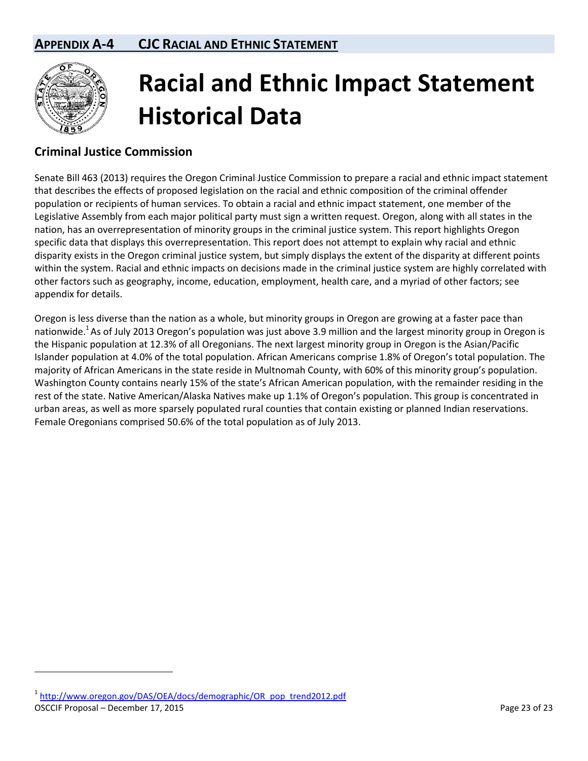## Appendix A-4 CJC Racial and Ethnic Statement

# Racial and Ethnic Impact Statement Historical Data

### Criminal Justice Commission

Senate Bill 463 (2013) requires the Oregon Criminal Justice Commission to prepare a racial and ethnic impact statement that describes the effects of proposed legislation on the racial and ethnic composition of the criminal offender population or recipients of human services. To obtain a racial and ethnic impact statement, one member of the Legislative Assembly from each major political party must sign a written request. Oregon, along with all states in the nation, has an overrepresentation of minority groups in the criminal justice system. This report highlights Oregon specific data that displays this overrepresentation. This report does not attempt to explain why racial and ethnic disparity exists in the Oregon criminal justice system, but simply displays the extent of the disparity at different points within the system. Racial and ethnic impacts on decisions made in the criminal justice system are highly correlated with other factors such as geography, income, education, employment, health care, and a myriad of other factors; see appendix for details.

Oregon is less diverse than the nation as a whole, but minority groups in Oregon are growing at a faster pace than nationwide.[1] As of July 2013 Oregon's population was just above 3.9 million and the largest minority group in Oregon is the Hispanic population at 12.3% of all Oregonians. The next largest minority group in Oregon is the Asian/Pacific Islander population at 4.0% of the total population. African Americans comprise 1.8% of Oregon's total population. The majority of African Americans in the state reside in Multnomah County, with 60% of this minority group's population. Washington County contains nearly 15% of the state's African American population, with the remainder residing in the rest of the state. Native American/Alaska Natives make up 1.1% of Oregon's population. This group is concentrated in urban areas, as well as more sparsely populated rural counties that contain existing or planned Indian reservations. Female Oregonians comprised 50.6% of the total population as of July 2013.

[1] http://www.oregon.gov/DAS/OEA/docs/demographic/OR_pop_trend2012.pdf